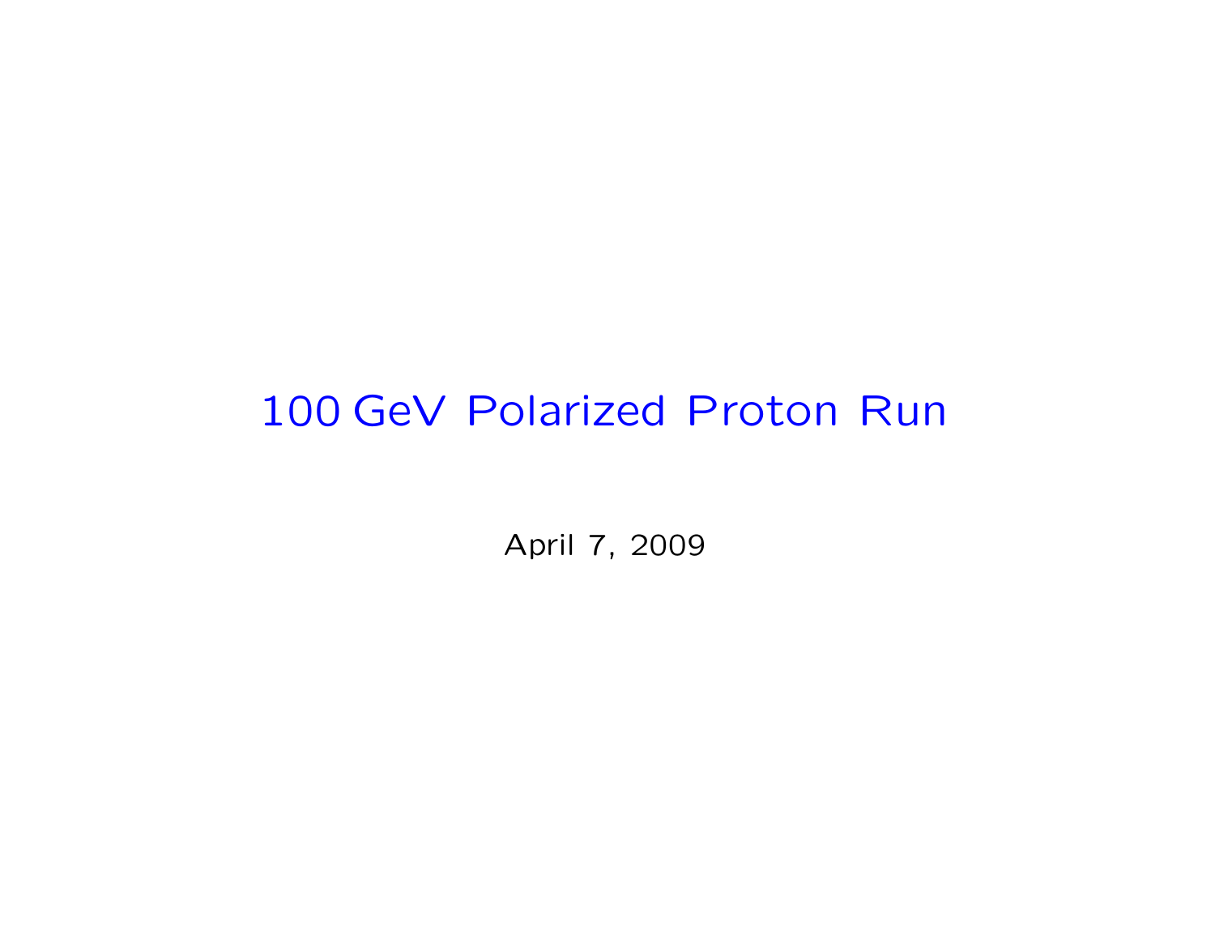# 100 GeV Polarized Proton Run

April 7, 2009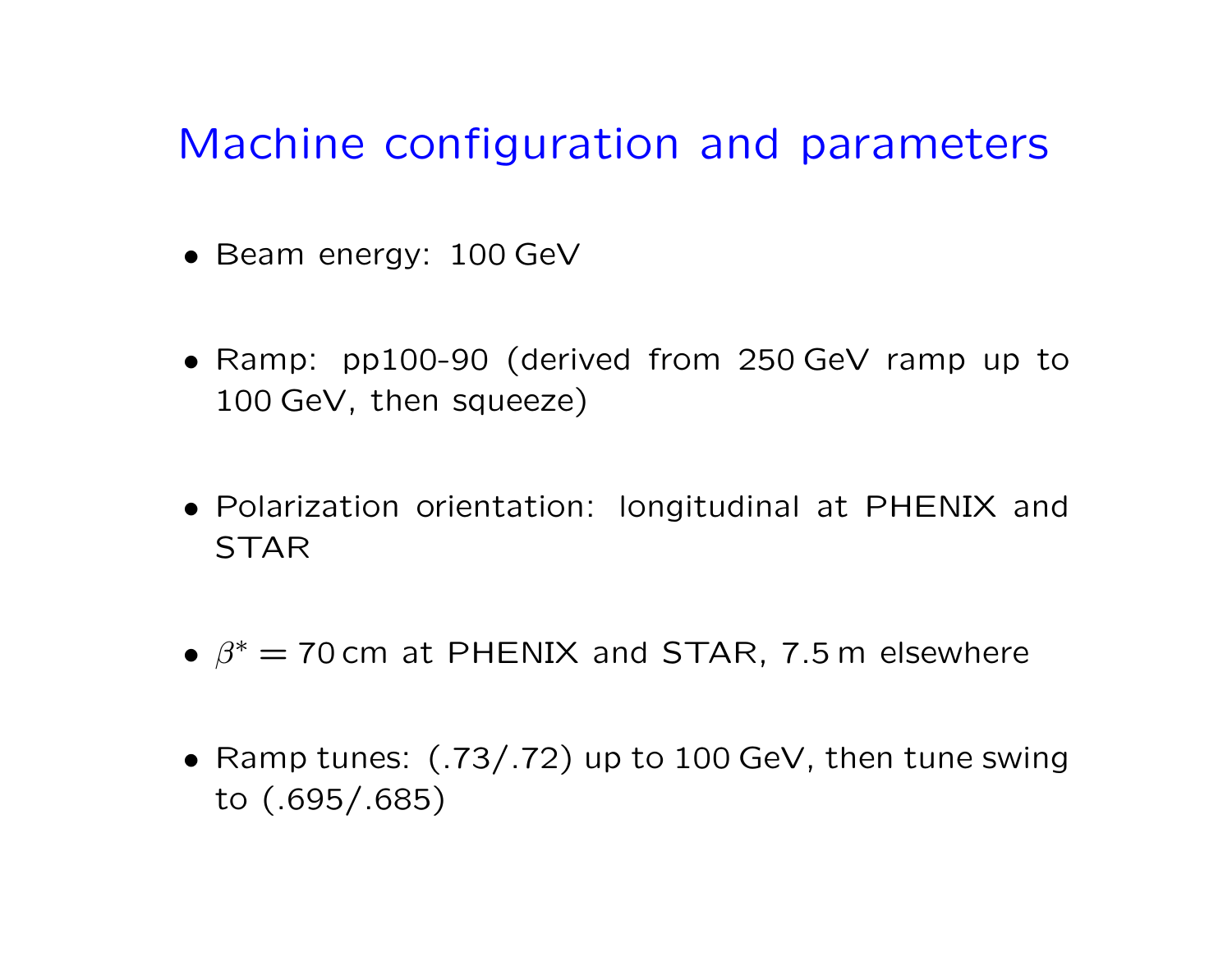# Machine configuration and parameters

- Beam energy: 100 GeV
- Ramp: pp100-90 (derived from 250 GeV ramp up to 100 GeV, then squeeze)
- Polarization orientation: longitudinal at PHENIX and STAR
- $\beta^* = 70$ cm at PHENIX and STAR, 7.5 m elsewhere
- Ramp tunes: (.73/.72) up to 100 GeV, then tune swing to (.695/.685)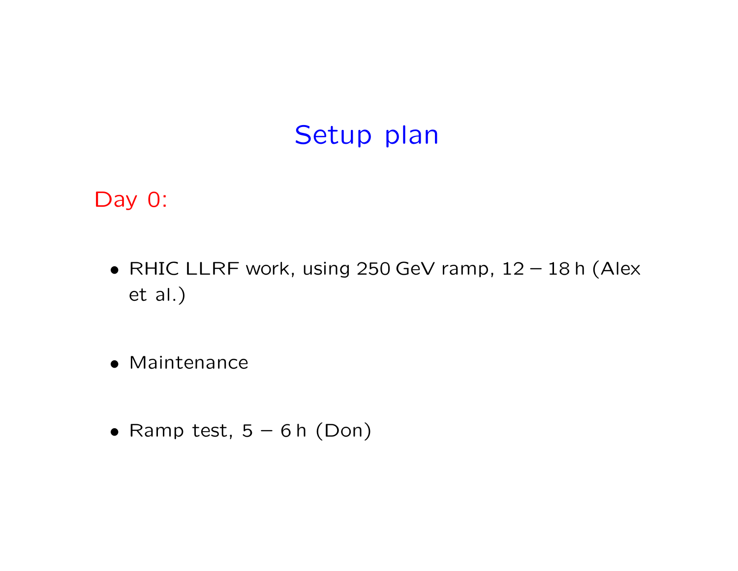# Setup plan

Day 0:

- RHIC LLRF work, using 250 GeV ramp, 12 – 18 h (Alex et al.)
- Maintenance
- Ramp test, 5 – 6 h (Don)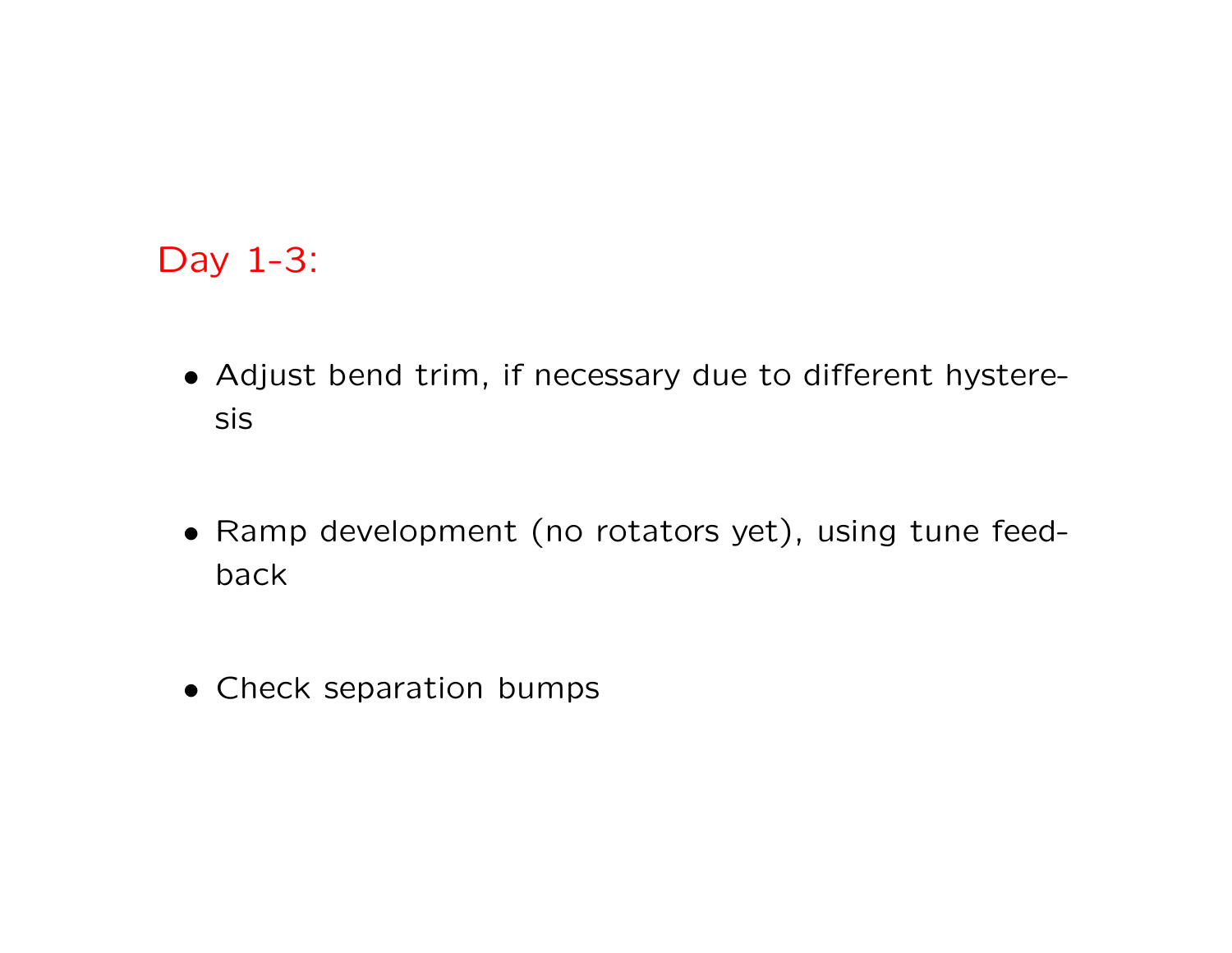## Day 1-3:

- Adjust bend trim, if necessary due to different hysteresis

- Ramp development (no rotators yet), using tune feedback

- Check separation bumps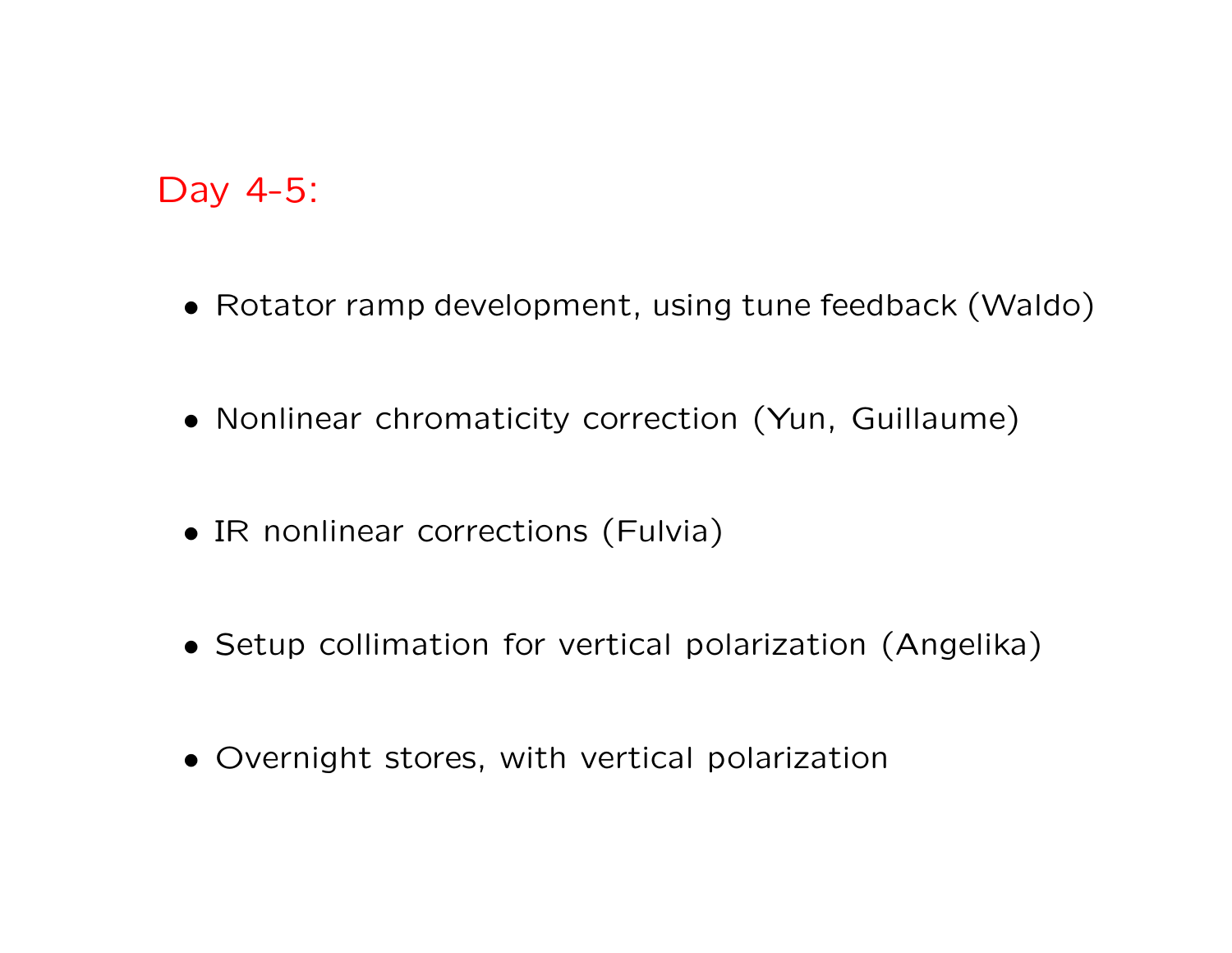## Day 4-5:

- Rotator ramp development, using tune feedback (Waldo)
- Nonlinear chromaticity correction (Yun, Guillaume)
- IR nonlinear corrections (Fulvia)
- Setup collimation for vertical polarization (Angelika)
- Overnight stores, with vertical polarization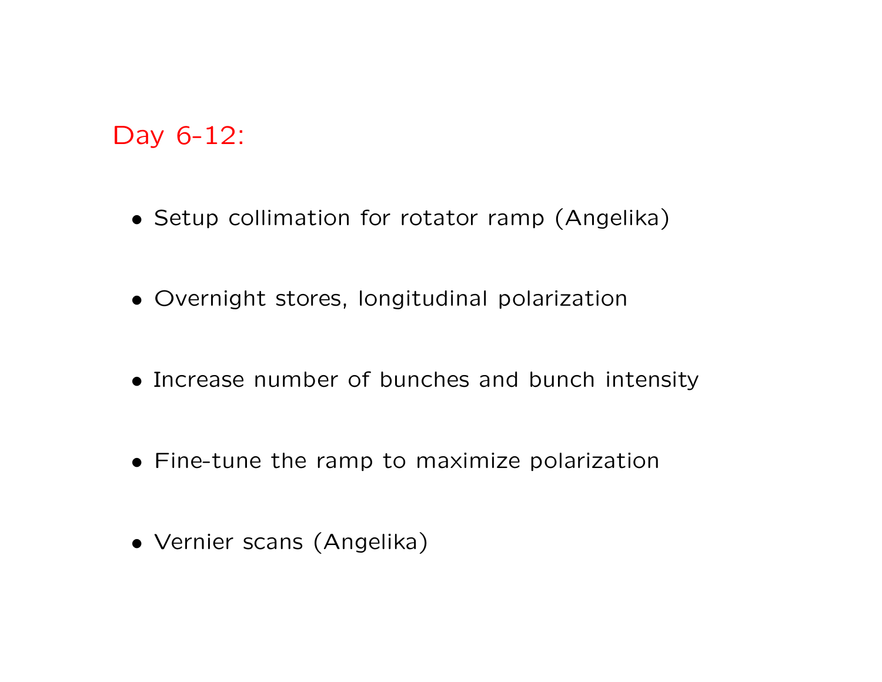## Day 6-12:

- Setup collimation for rotator ramp (Angelika)
- Overnight stores, longitudinal polarization
- Increase number of bunches and bunch intensity
- Fine-tune the ramp to maximize polarization
- Vernier scans (Angelika)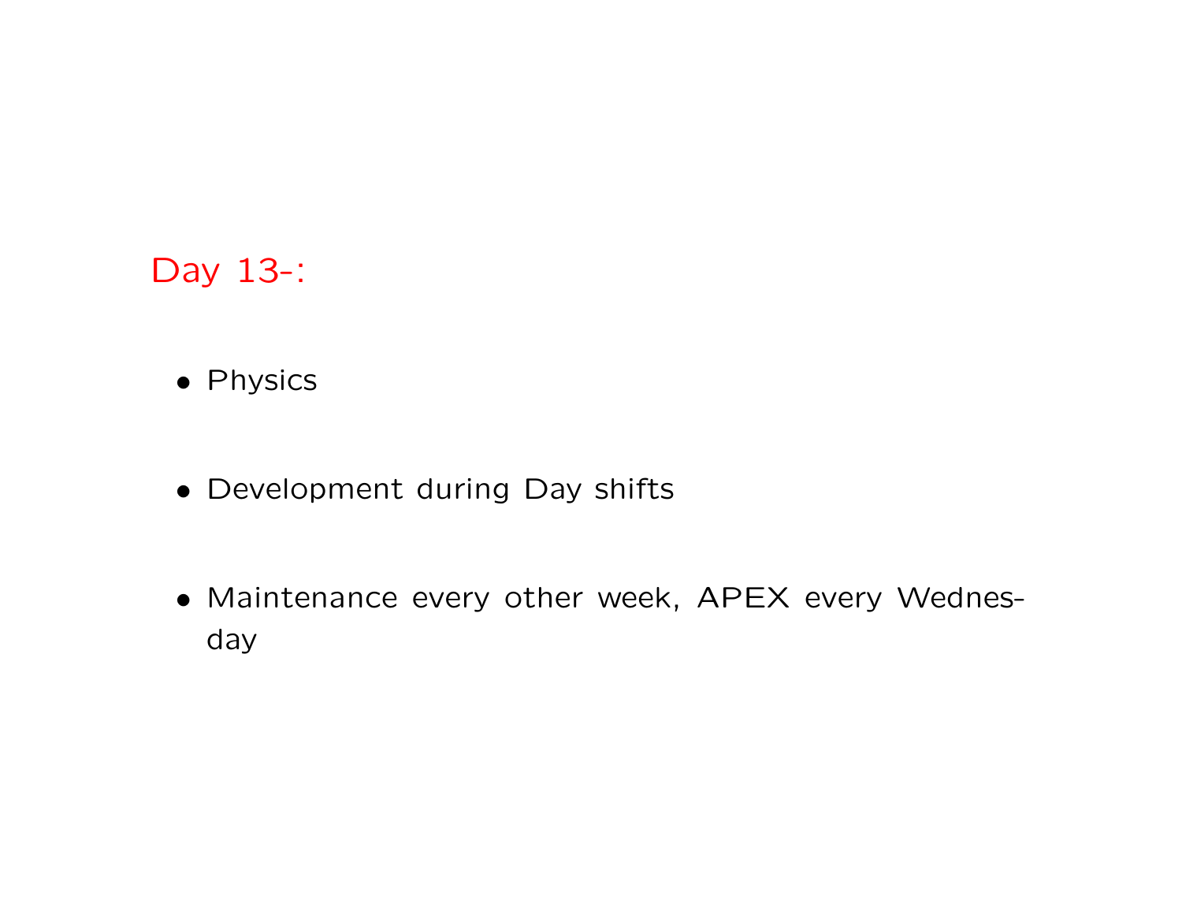## Day 13-:

- Physics
- Development during Day shifts
- Maintenance every other week, APEX every Wednesday